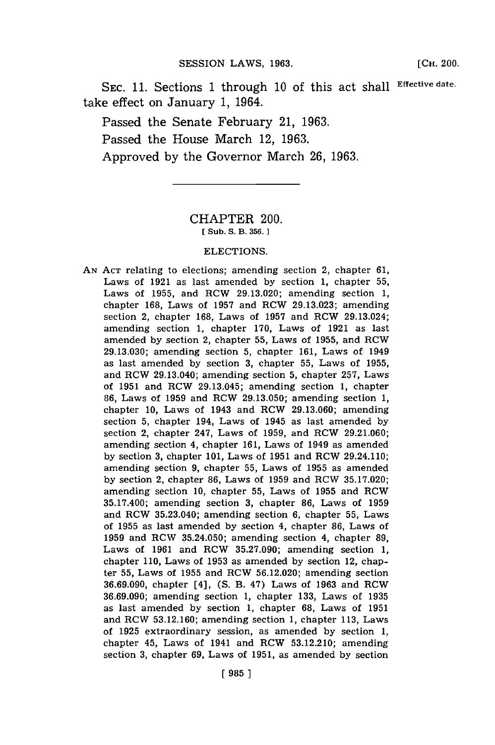SEC. 11. Sections 1 through 10 of this act shall take effect on January 1, 1964.

Effective date.

Passed the Senate February 21, 1963.

Passed the House March 12, 1963.

Approved by the Governor March 26, 1963.

---

# CHAPTER 200.

[ Sub. S. B. 356. ]

## ELECTIONS.

AN ACT relating to elections; amending section 2, chapter 61, Laws of 1921 as last amended by section 1, chapter 55, Laws of 1955, and RCW 29.13.020; amending section 1, chapter 168, Laws of 1957 and RCW 29.13.023; amending section 2, chapter 168, Laws of 1957 and RCW 29.13.024; amending section 1, chapter 170, Laws of 1921 as last amended by section 2, chapter 55, Laws of 1955, and RCW 29.13.030; amending section 5, chapter 161, Laws of 1949 as last amended by section 3, chapter 55, Laws of 1955, and RCW 29.13.040; amending section 5, chapter 257, Laws of 1951 and RCW 29.13.045; amending section 1, chapter 86, Laws of 1959 and RCW 29.13.050; amending section 1, chapter 10, Laws of 1943 and RCW 29.13.060; amending section 5, chapter 194, Laws of 1945 as last amended by section 2, chapter 247, Laws of 1959, and RCW 29.21.060; amending section 4, chapter 161, Laws of 1949 as amended by section 3, chapter 101, Laws of 1951 and RCW 29.24.110; amending section 9, chapter 55, Laws of 1955 as amended by section 2, chapter 86, Laws of 1959 and RCW 35.17.020; amending section 10, chapter 55, Laws of 1955 and RCW 35.17.400; amending section 3, chapter 86, Laws of 1959 and RCW 35.23.040; amending section 6, chapter 55, Laws of 1955 as last amended by section 4, chapter 86, Laws of 1959 and RCW 35.24.050; amending section 4, chapter 89, Laws of 1961 and RCW 35.27.090; amending section 1, chapter 110, Laws of 1953 as amended by section 12, chapter 55, Laws of 1955 and RCW 56.12.020; amending section 36.69.090, chapter [4], (S. B. 47) Laws of 1963 and RCW 36.69.090; amending section 1, chapter 133, Laws of 1935 as last amended by section 1, chapter 68, Laws of 1951 and RCW 53.12.160; amending section 1, chapter 113, Laws of 1925 extraordinary session, as amended by section 1, chapter 45, Laws of 1941 and RCW 53.12.210; amending section 3, chapter 69, Laws of 1951, as amended by section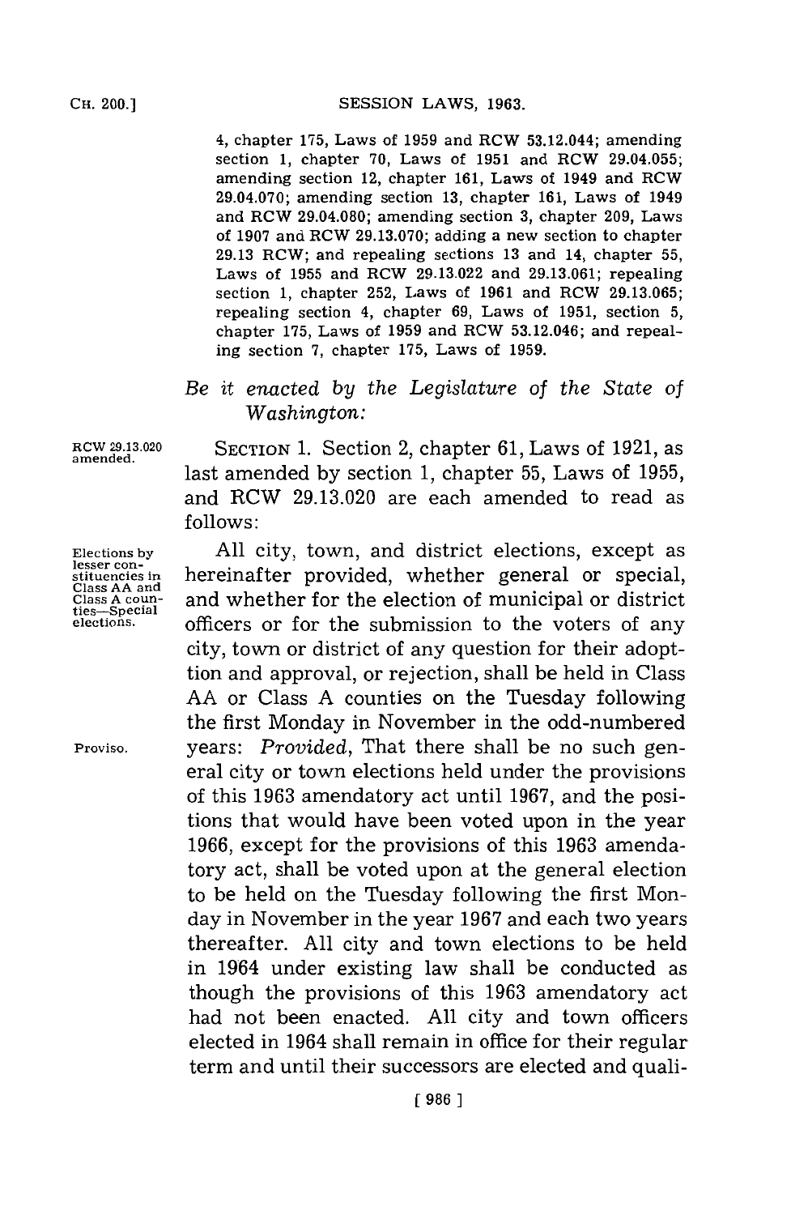4, chapter 175, Laws of 1959 and RCW 53.12.044; amending section 1, chapter 70, Laws of 1951 and RCW 29.04.055; amending section 12, chapter 161, Laws of 1949 and RCW 29.04.070; amending section 13, chapter 161, Laws of 1949 and RCW 29.04.080; amending section 3, chapter 209, Laws of 1907 and RCW 29.13.070; adding a new section to chapter 29.13 RCW; and repealing sections 13 and 14, chapter 55, Laws of 1955 and RCW 29.13.022 and 29.13.061; repealing section 1, chapter 252, Laws of 1961 and RCW 29.13.065; repealing section 4, chapter 69, Laws of 1951, section 5, chapter 175, Laws of 1959 and RCW 53.12.046; and repealing section 7, chapter 175, Laws of 1959.

*Be it enacted by the Legislature of the State of Washington:*

RCW 29.13.020 amended.

SECTION 1. Section 2, chapter 61, Laws of 1921, as last amended by section 1, chapter 55, Laws of 1955, and RCW 29.13.020 are each amended to read as follows:

Elections by lesser constituencies in Class AA and Class A counties—Special elections.

All city, town, and district elections, except as hereinafter provided, whether general or special, and whether for the election of municipal or district officers or for the submission to the voters of any city, town or district of any question for their adoption and approval, or rejection, shall be held in Class AA or Class A counties on the Tuesday following the first Monday in November in the odd-numbered years: *Provided*, That there shall be no such general city or town elections held under the provisions of this 1963 amendatory act until 1967, and the positions that would have been voted upon in the year 1966, except for the provisions of this 1963 amendatory act, shall be voted upon at the general election to be held on the Tuesday following the first Monday in November in the year 1967 and each two years thereafter. All city and town elections to be held in 1964 under existing law shall be conducted as though the provisions of this 1963 amendatory act had not been enacted. All city and town officers elected in 1964 shall remain in office for their regular term and until their successors are elected and quali-

Proviso.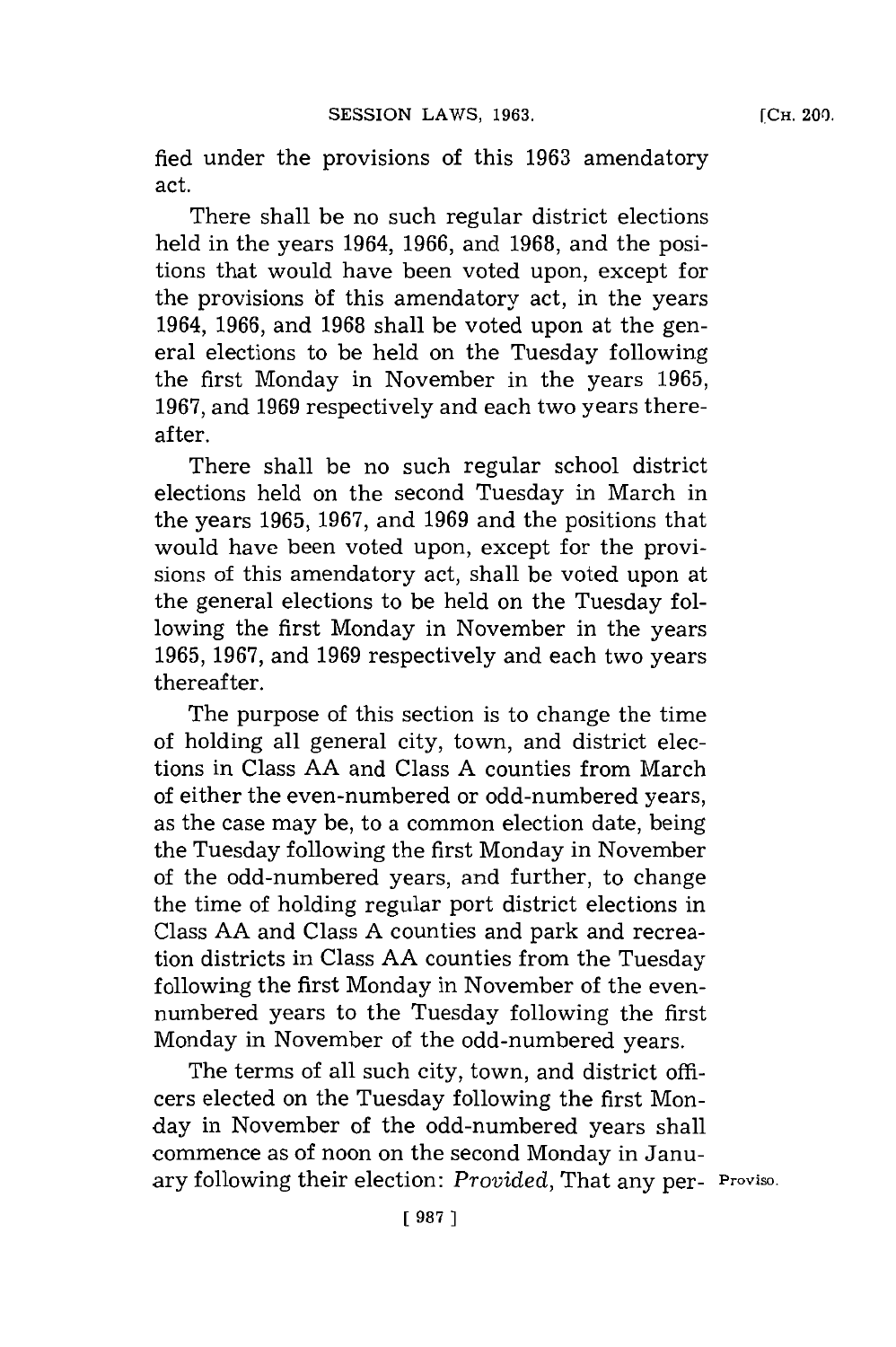fied under the provisions of this 1963 amendatory act.

There shall be no such regular district elections held in the years 1964, 1966, and 1968, and the positions that would have been voted upon, except for the provisions of this amendatory act, in the years 1964, 1966, and 1968 shall be voted upon at the general elections to be held on the Tuesday following the first Monday in November in the years 1965, 1967, and 1969 respectively and each two years thereafter.

There shall be no such regular school district elections held on the second Tuesday in March in the years 1965, 1967, and 1969 and the positions that would have been voted upon, except for the provisions of this amendatory act, shall be voted upon at the general elections to be held on the Tuesday following the first Monday in November in the years 1965, 1967, and 1969 respectively and each two years thereafter.

The purpose of this section is to change the time of holding all general city, town, and district elections in Class AA and Class A counties from March of either the even-numbered or odd-numbered years, as the case may be, to a common election date, being the Tuesday following the first Monday in November of the odd-numbered years, and further, to change the time of holding regular port district elections in Class AA and Class A counties and park and recreation districts in Class AA counties from the Tuesday following the first Monday in November of the even-numbered years to the Tuesday following the first Monday in November of the odd-numbered years.

The terms of all such city, town, and district officers elected on the Tuesday following the first Monday in November of the odd-numbered years shall commence as of noon on the second Monday in January following their election: *Provided*, That any per- Proviso.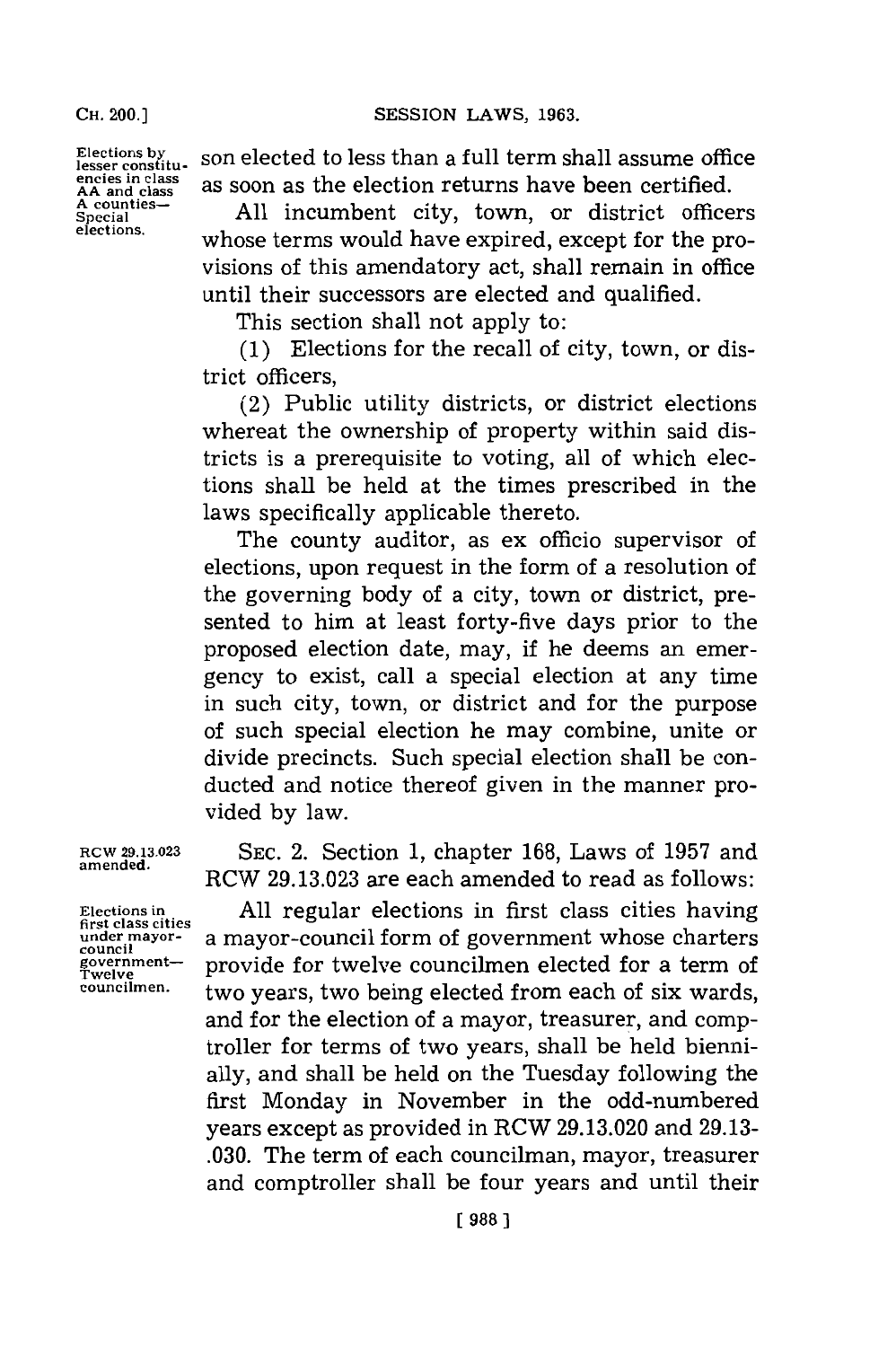Elections by lesser constituencies in class AA and class A counties—Special elections.

son elected to less than a full term shall assume office as soon as the election returns have been certified.

All incumbent city, town, or district officers whose terms would have expired, except for the provisions of this amendatory act, shall remain in office until their successors are elected and qualified.

This section shall not apply to:

(1) Elections for the recall of city, town, or district officers,

(2) Public utility districts, or district elections whereat the ownership of property within said districts is a prerequisite to voting, all of which elections shall be held at the times prescribed in the laws specifically applicable thereto.

The county auditor, as ex officio supervisor of elections, upon request in the form of a resolution of the governing body of a city, town or district, presented to him at least forty-five days prior to the proposed election date, may, if he deems an emergency to exist, call a special election at any time in such city, town, or district and for the purpose of such special election he may combine, unite or divide precincts. Such special election shall be conducted and notice thereof given in the manner provided by law.

RCW 29.13.023 amended.

SEC. 2. Section 1, chapter 168, Laws of 1957 and RCW 29.13.023 are each amended to read as follows:

Elections in first class cities under mayor-council government—Twelve councilmen.

All regular elections in first class cities having a mayor-council form of government whose charters provide for twelve councilmen elected for a term of two years, two being elected from each of six wards, and for the election of a mayor, treasurer, and comptroller for terms of two years, shall be held biennially, and shall be held on the Tuesday following the first Monday in November in the odd-numbered years except as provided in RCW 29.13.020 and 29.13-.030. The term of each councilman, mayor, treasurer and comptroller shall be four years and until their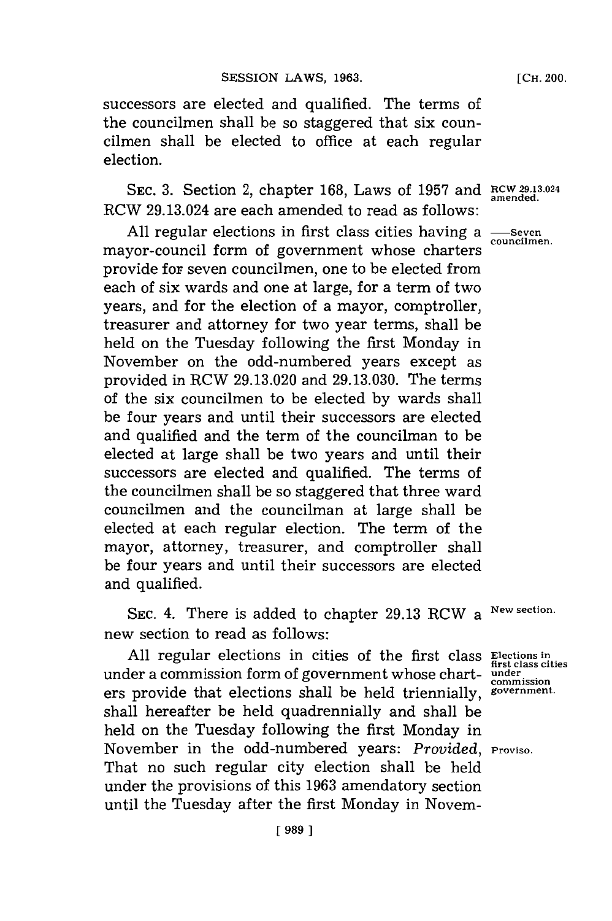successors are elected and qualified. The terms of the councilmen shall be so staggered that six councilmen shall be elected to office at each regular election.

SEC. 3. Section 2, chapter 168, Laws of 1957 and RCW 29.13.024 are each amended to read as follows:

RCW 29.13.024 amended.

—Seven councilmen.

All regular elections in first class cities having a mayor-council form of government whose charters provide for seven councilmen, one to be elected from each of six wards and one at large, for a term of two years, and for the election of a mayor, comptroller, treasurer and attorney for two year terms, shall be held on the Tuesday following the first Monday in November on the odd-numbered years except as provided in RCW 29.13.020 and 29.13.030. The terms of the six councilmen to be elected by wards shall be four years and until their successors are elected and qualified and the term of the councilman to be elected at large shall be two years and until their successors are elected and qualified. The terms of the councilmen shall be so staggered that three ward councilmen and the councilman at large shall be elected at each regular election. The term of the mayor, attorney, treasurer, and comptroller shall be four years and until their successors are elected and qualified.

SEC. 4. There is added to chapter 29.13 RCW a new section to read as follows:

New section.

Elections in first class cities under commission government.

All regular elections in cities of the first class under a commission form of government whose charters provide that elections shall be held triennially, shall hereafter be held quadrennially and shall be held on the Tuesday following the first Monday in November in the odd-numbered years: *Provided*, That no such regular city election shall be held under the provisions of this 1963 amendatory section until the Tuesday after the first Monday in Novem-

Proviso.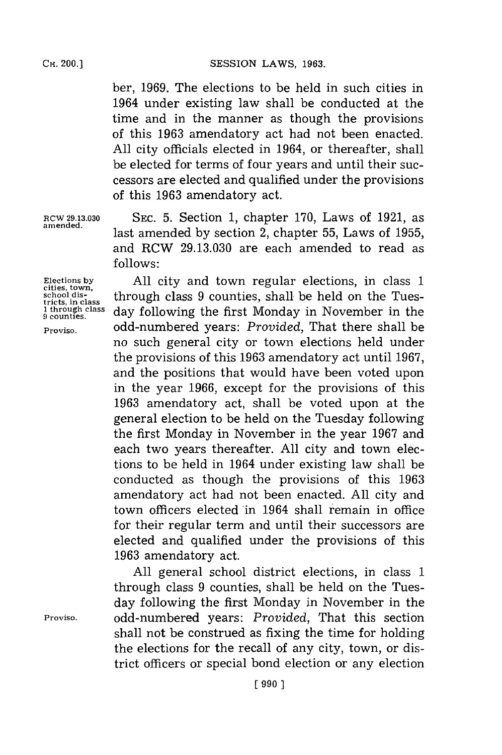ber, 1969. The elections to be held in such cities in 1964 under existing law shall be conducted at the time and in the manner as though the provisions of this 1963 amendatory act had not been enacted. All city officials elected in 1964, or thereafter, shall be elected for terms of four years and until their successors are elected and qualified under the provisions of this 1963 amendatory act.

RCW 29.13.030 amended.

SEC. 5. Section 1, chapter 170, Laws of 1921, as last amended by section 2, chapter 55, Laws of 1955, and RCW 29.13.030 are each amended to read as follows:

Elections by cities, town, school districts, in class 1 through class 9 counties.

All city and town regular elections, in class 1 through class 9 counties, shall be held on the Tuesday following the first Monday in November in the odd-numbered years: *Provided*, That there shall be no such general city or town elections held under the provisions of this 1963 amendatory act until 1967, and the positions that would have been voted upon in the year 1966, except for the provisions of this 1963 amendatory act, shall be voted upon at the general election to be held on the Tuesday following the first Monday in November in the year 1967 and each two years thereafter. All city and town elections to be held in 1964 under existing law shall be conducted as though the provisions of this 1963 amendatory act had not been enacted. All city and town officers elected in 1964 shall remain in office for their regular term and until their successors are elected and qualified under the provisions of this 1963 amendatory act.

Proviso.

All general school district elections, in class 1 through class 9 counties, shall be held on the Tuesday following the first Monday in November in the odd-numbered years: *Provided*, That this section shall not be construed as fixing the time for holding the elections for the recall of any city, town, or district officers or special bond election or any election

Proviso.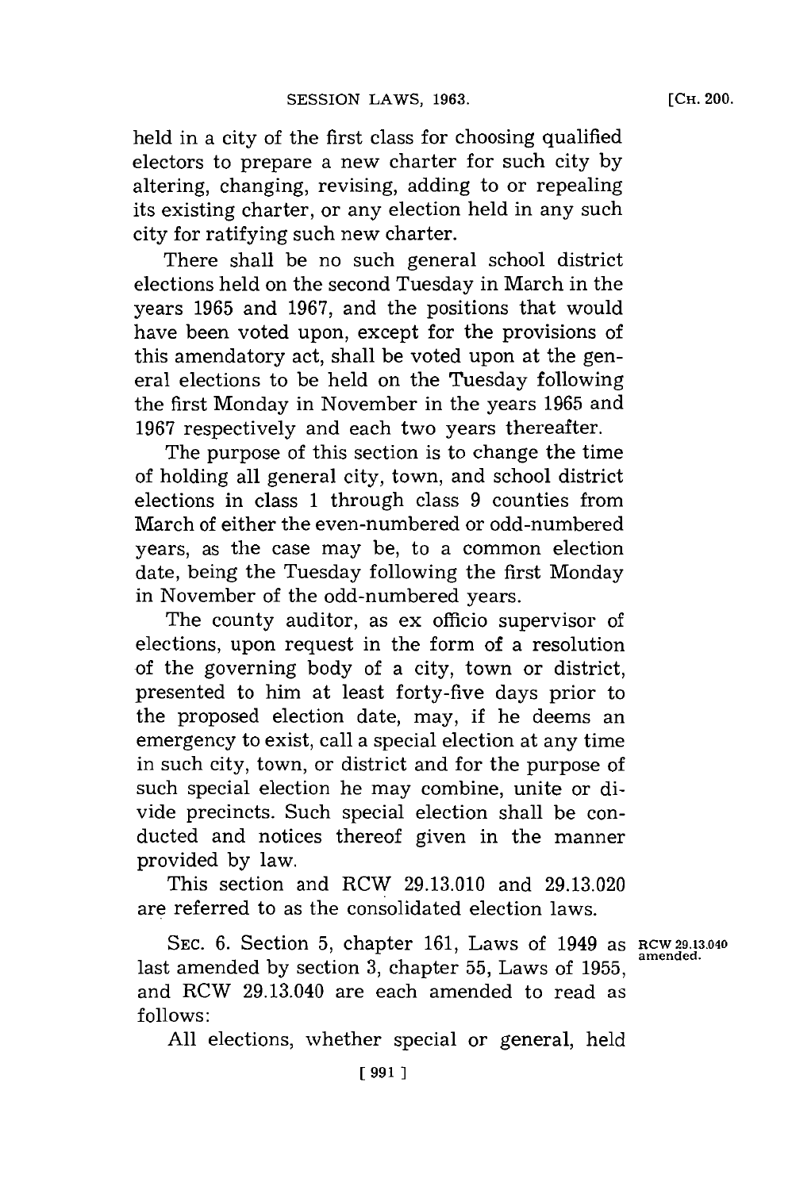held in a city of the first class for choosing qualified electors to prepare a new charter for such city by altering, changing, revising, adding to or repealing its existing charter, or any election held in any such city for ratifying such new charter.

There shall be no such general school district elections held on the second Tuesday in March in the years 1965 and 1967, and the positions that would have been voted upon, except for the provisions of this amendatory act, shall be voted upon at the general elections to be held on the Tuesday following the first Monday in November in the years 1965 and 1967 respectively and each two years thereafter.

The purpose of this section is to change the time of holding all general city, town, and school district elections in class 1 through class 9 counties from March of either the even-numbered or odd-numbered years, as the case may be, to a common election date, being the Tuesday following the first Monday in November of the odd-numbered years.

The county auditor, as ex officio supervisor of elections, upon request in the form of a resolution of the governing body of a city, town or district, presented to him at least forty-five days prior to the proposed election date, may, if he deems an emergency to exist, call a special election at any time in such city, town, or district and for the purpose of such special election he may combine, unite or divide precincts. Such special election shall be conducted and notices thereof given in the manner provided by law.

This section and RCW 29.13.010 and 29.13.020 are referred to as the consolidated election laws.

SEC. 6. Section 5, chapter 161, Laws of 1949 as last amended by section 3, chapter 55, Laws of 1955, and RCW 29.13.040 are each amended to read as follows:

RCW 29.13.040 amended.

All elections, whether special or general, held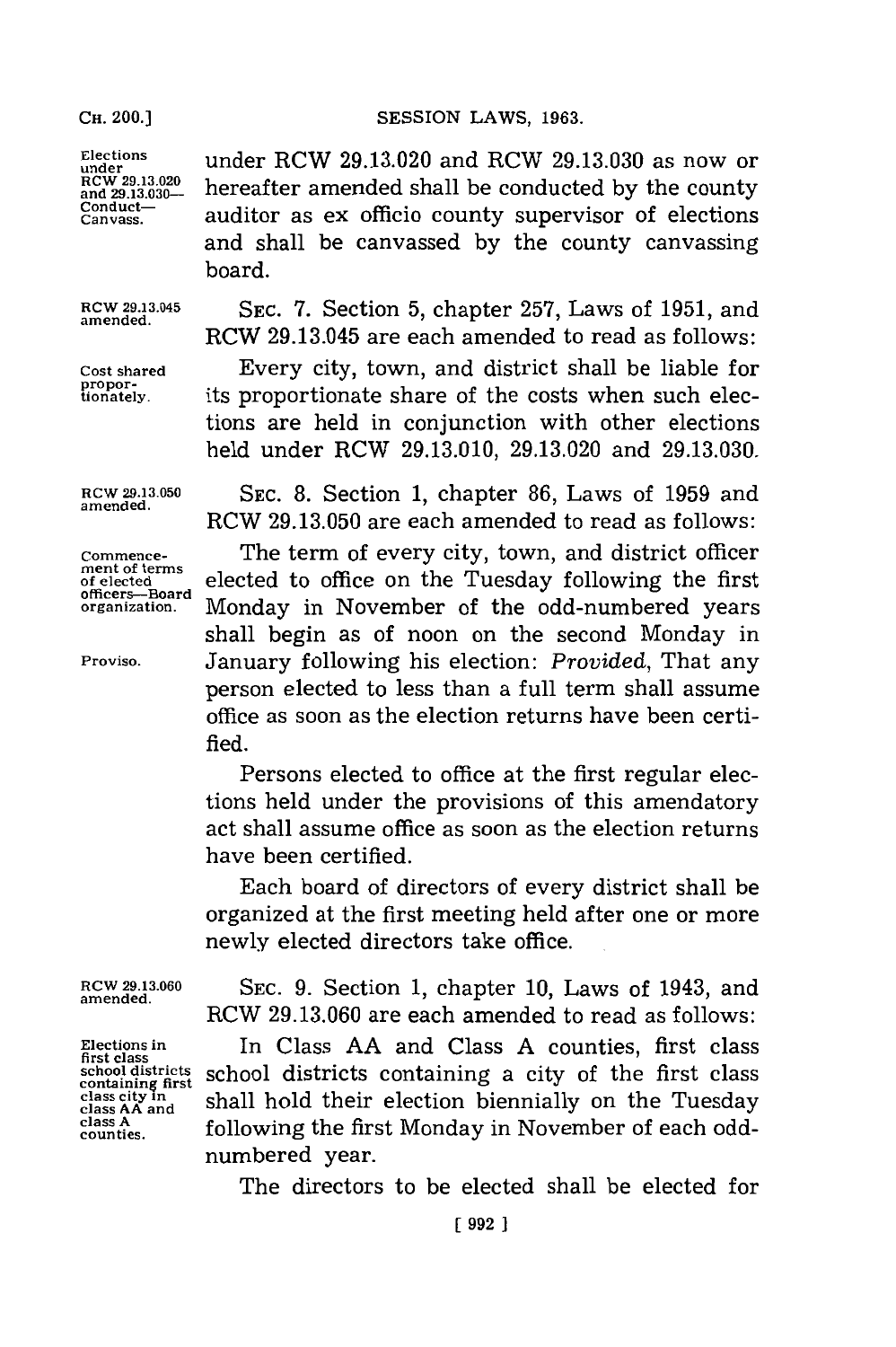Elections under RCW 29.13.020 and 29.13.030—Conduct—Canvass.

under RCW 29.13.020 and RCW 29.13.030 as now or hereafter amended shall be conducted by the county auditor as ex officio county supervisor of elections and shall be canvassed by the county canvassing board.

RCW 29.13.045 amended.

SEC. 7. Section 5, chapter 257, Laws of 1951, and RCW 29.13.045 are each amended to read as follows:

Cost shared proportionately.

Every city, town, and district shall be liable for its proportionate share of the costs when such elections are held in conjunction with other elections held under RCW 29.13.010, 29.13.020 and 29.13.030.

RCW 29.13.050 amended.

SEC. 8. Section 1, chapter 86, Laws of 1959 and RCW 29.13.050 are each amended to read as follows:

Commencement of terms of elected officers—Board organization.

The term of every city, town, and district officer elected to office on the Tuesday following the first Monday in November of the odd-numbered years shall begin as of noon on the second Monday in January following his election: *Provided*, That any person elected to less than a full term shall assume office as soon as the election returns have been certified.

Proviso.

Persons elected to office at the first regular elections held under the provisions of this amendatory act shall assume office as soon as the election returns have been certified.

Each board of directors of every district shall be organized at the first meeting held after one or more newly elected directors take office.

RCW 29.13.060 amended.

SEC. 9. Section 1, chapter 10, Laws of 1943, and RCW 29.13.060 are each amended to read as follows:

Elections in first class school districts containing first class city in class AA and class A counties.

In Class AA and Class A counties, first class school districts containing a city of the first class shall hold their election biennially on the Tuesday following the first Monday in November of each odd-numbered year.

The directors to be elected shall be elected for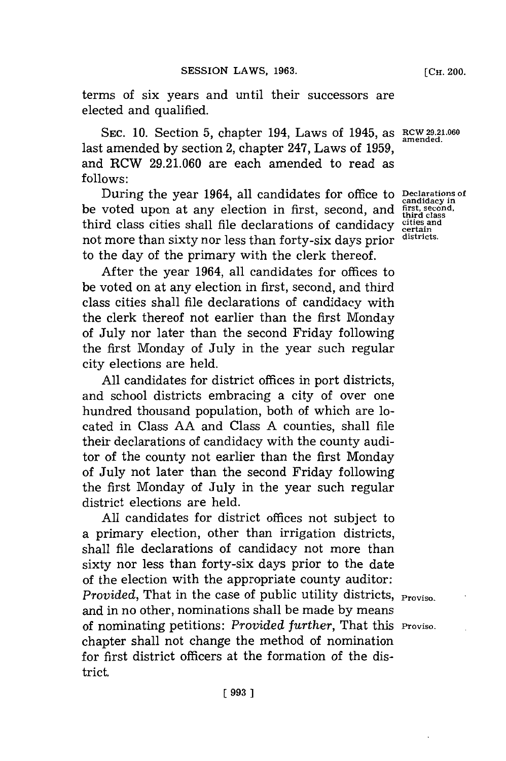terms of six years and until their successors are elected and qualified.

SEC. 10. Section 5, chapter 194, Laws of 1945, as last amended by section 2, chapter 247, Laws of 1959, and RCW 29.21.060 are each amended to read as follows:

RCW 29.21.060 amended.

Declarations of candidacy in first, second, third class cities and certain districts.

During the year 1964, all candidates for office to be voted upon at any election in first, second, and third class cities shall file declarations of candidacy not more than sixty nor less than forty-six days prior to the day of the primary with the clerk thereof.

After the year 1964, all candidates for offices to be voted on at any election in first, second, and third class cities shall file declarations of candidacy with the clerk thereof not earlier than the first Monday of July nor later than the second Friday following the first Monday of July in the year such regular city elections are held.

All candidates for district offices in port districts, and school districts embracing a city of over one hundred thousand population, both of which are located in Class AA and Class A counties, shall file their declarations of candidacy with the county auditor of the county not earlier than the first Monday of July not later than the second Friday following the first Monday of July in the year such regular district elections are held.

All candidates for district offices not subject to a primary election, other than irrigation districts, shall file declarations of candidacy not more than sixty nor less than forty-six days prior to the date of the election with the appropriate county auditor: *Provided*, That in the case of public utility districts, and in no other, nominations shall be made by means of nominating petitions: *Provided further*, That this chapter shall not change the method of nomination for first district officers at the formation of the district.

Proviso.

Proviso.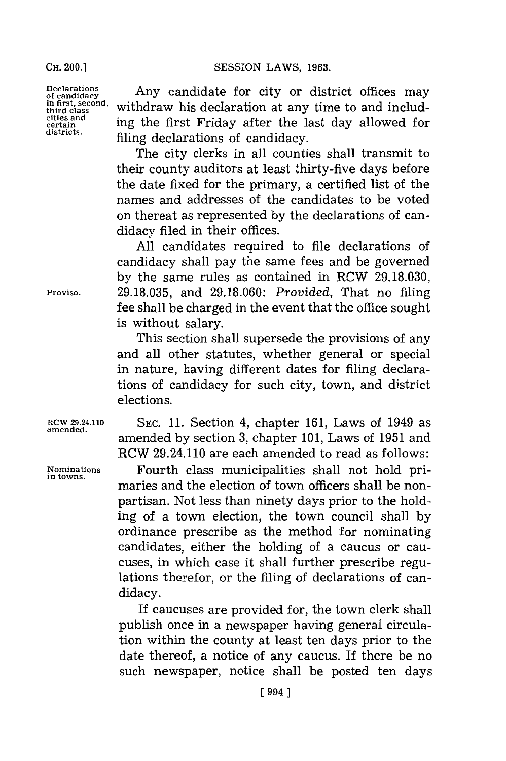Declarations of candidacy in first, second, third class cities and certain districts.

Any candidate for city or district offices may withdraw his declaration at any time to and including the first Friday after the last day allowed for filing declarations of candidacy.

The city clerks in all counties shall transmit to their county auditors at least thirty-five days before the date fixed for the primary, a certified list of the names and addresses of the candidates to be voted on thereat as represented by the declarations of candidacy filed in their offices.

Proviso.

All candidates required to file declarations of candidacy shall pay the same fees and be governed by the same rules as contained in RCW 29.18.030, 29.18.035, and 29.18.060: *Provided*, That no filing fee shall be charged in the event that the office sought is without salary.

This section shall supersede the provisions of any and all other statutes, whether general or special in nature, having different dates for filing declarations of candidacy for such city, town, and district elections.

RCW 29.24.110 amended.

SEC. 11. Section 4, chapter 161, Laws of 1949 as amended by section 3, chapter 101, Laws of 1951 and RCW 29.24.110 are each amended to read as follows:

Nominations in towns.

Fourth class municipalities shall not hold primaries and the election of town officers shall be nonpartisan. Not less than ninety days prior to the holding of a town election, the town council shall by ordinance prescribe as the method for nominating candidates, either the holding of a caucus or caucuses, in which case it shall further prescribe regulations therefor, or the filing of declarations of candidacy.

If caucuses are provided for, the town clerk shall publish once in a newspaper having general circulation within the county at least ten days prior to the date thereof, a notice of any caucus. If there be no such newspaper, notice shall be posted ten days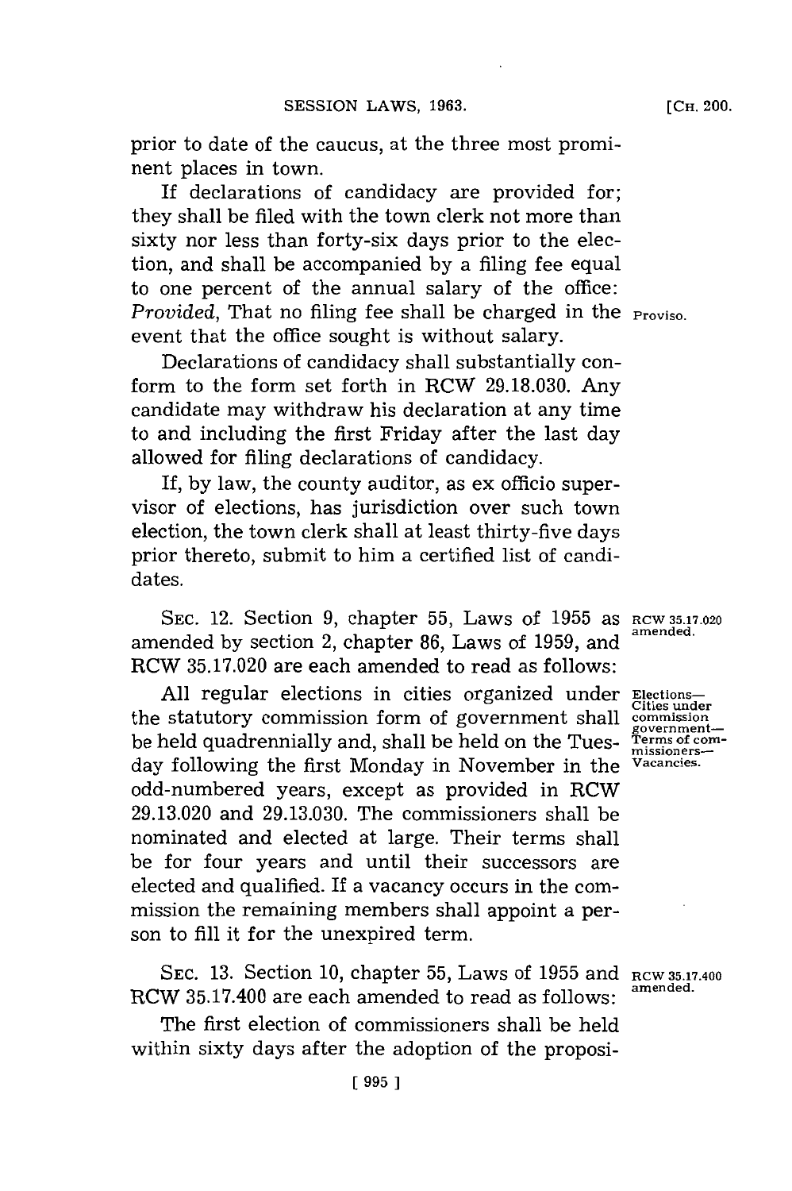prior to date of the caucus, at the three most prominent places in town.

If declarations of candidacy are provided for; they shall be filed with the town clerk not more than sixty nor less than forty-six days prior to the election, and shall be accompanied by a filing fee equal to one percent of the annual salary of the office: *Provided*, That no filing fee shall be charged in the event that the office sought is without salary.

Proviso.

Declarations of candidacy shall substantially conform to the form set forth in RCW 29.18.030. Any candidate may withdraw his declaration at any time to and including the first Friday after the last day allowed for filing declarations of candidacy.

If, by law, the county auditor, as ex officio supervisor of elections, has jurisdiction over such town election, the town clerk shall at least thirty-five days prior thereto, submit to him a certified list of candidates.

SEC. 12. Section 9, chapter 55, Laws of 1955 as amended by section 2, chapter 86, Laws of 1959, and RCW 35.17.020 are each amended to read as follows:

RCW 35.17.020 amended.

Elections—Cities under commission government—Terms of commissioners—Vacancies.

All regular elections in cities organized under the statutory commission form of government shall be held quadrennially and, shall be held on the Tuesday following the first Monday in November in the odd-numbered years, except as provided in RCW 29.13.020 and 29.13.030. The commissioners shall be nominated and elected at large. Their terms shall be for four years and until their successors are elected and qualified. If a vacancy occurs in the commission the remaining members shall appoint a person to fill it for the unexpired term.

SEC. 13. Section 10, chapter 55, Laws of 1955 and RCW 35.17.400 are each amended to read as follows:

RCW 35.17.400 amended.

The first election of commissioners shall be held within sixty days after the adoption of the proposi-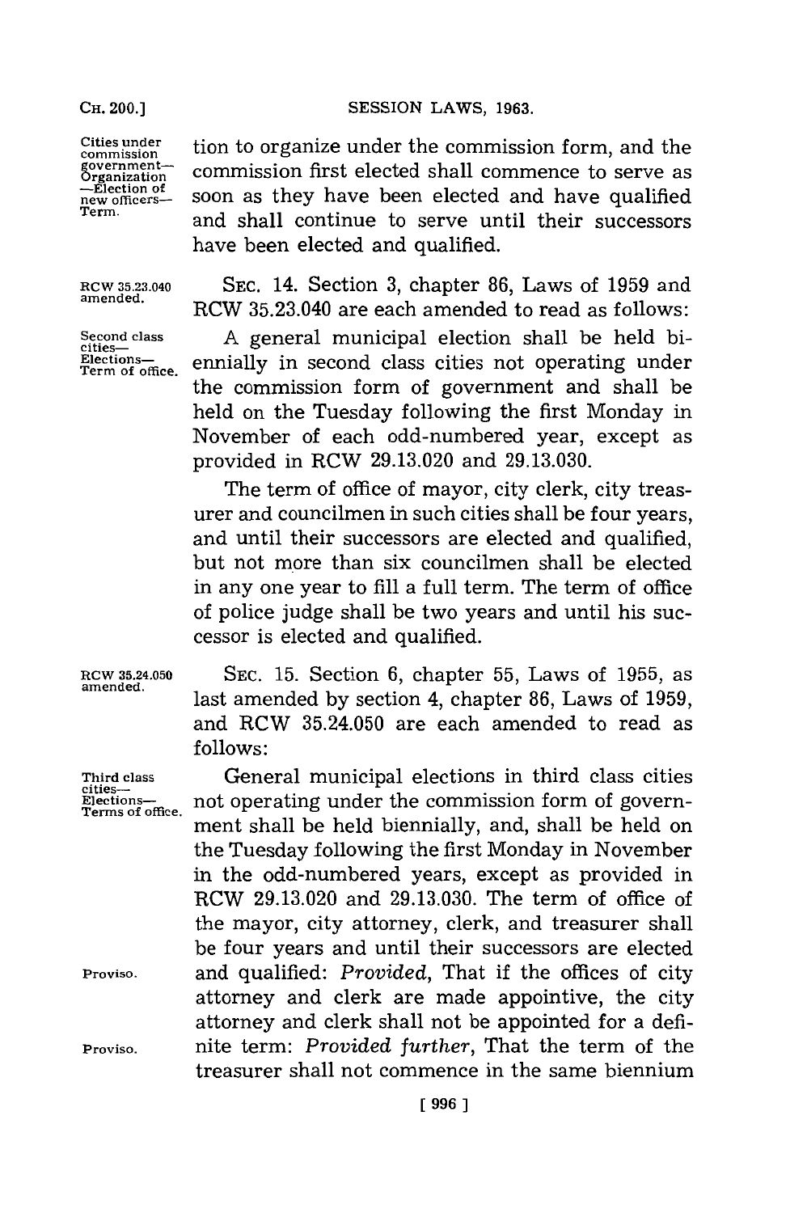Cities under commission government—Organization—Election of new officers—Term.

tion to organize under the commission form, and the commission first elected shall commence to serve as soon as they have been elected and have qualified and shall continue to serve until their successors have been elected and qualified.

RCW 35.23.040 amended.

SEC. 14. Section 3, chapter 86, Laws of 1959 and RCW 35.23.040 are each amended to read as follows:

Second class cities—Elections—Term of office.

A general municipal election shall be held biennially in second class cities not operating under the commission form of government and shall be held on the Tuesday following the first Monday in November of each odd-numbered year, except as provided in RCW 29.13.020 and 29.13.030.

The term of office of mayor, city clerk, city treasurer and councilmen in such cities shall be four years, and until their successors are elected and qualified, but not more than six councilmen shall be elected in any one year to fill a full term. The term of office of police judge shall be two years and until his successor is elected and qualified.

RCW 35.24.050 amended.

SEC. 15. Section 6, chapter 55, Laws of 1955, as last amended by section 4, chapter 86, Laws of 1959, and RCW 35.24.050 are each amended to read as follows:

Third class cities—Elections—Terms of office.

General municipal elections in third class cities not operating under the commission form of government shall be held biennially, and, shall be held on the Tuesday following the first Monday in November in the odd-numbered years, except as provided in RCW 29.13.020 and 29.13.030. The term of office of the mayor, city attorney, clerk, and treasurer shall be four years and until their successors are elected and qualified: *Provided*, That if the offices of city attorney and clerk are made appointive, the city attorney and clerk shall not be appointed for a definite term: *Provided further*, That the term of the treasurer shall not commence in the same biennium

Proviso.

Proviso.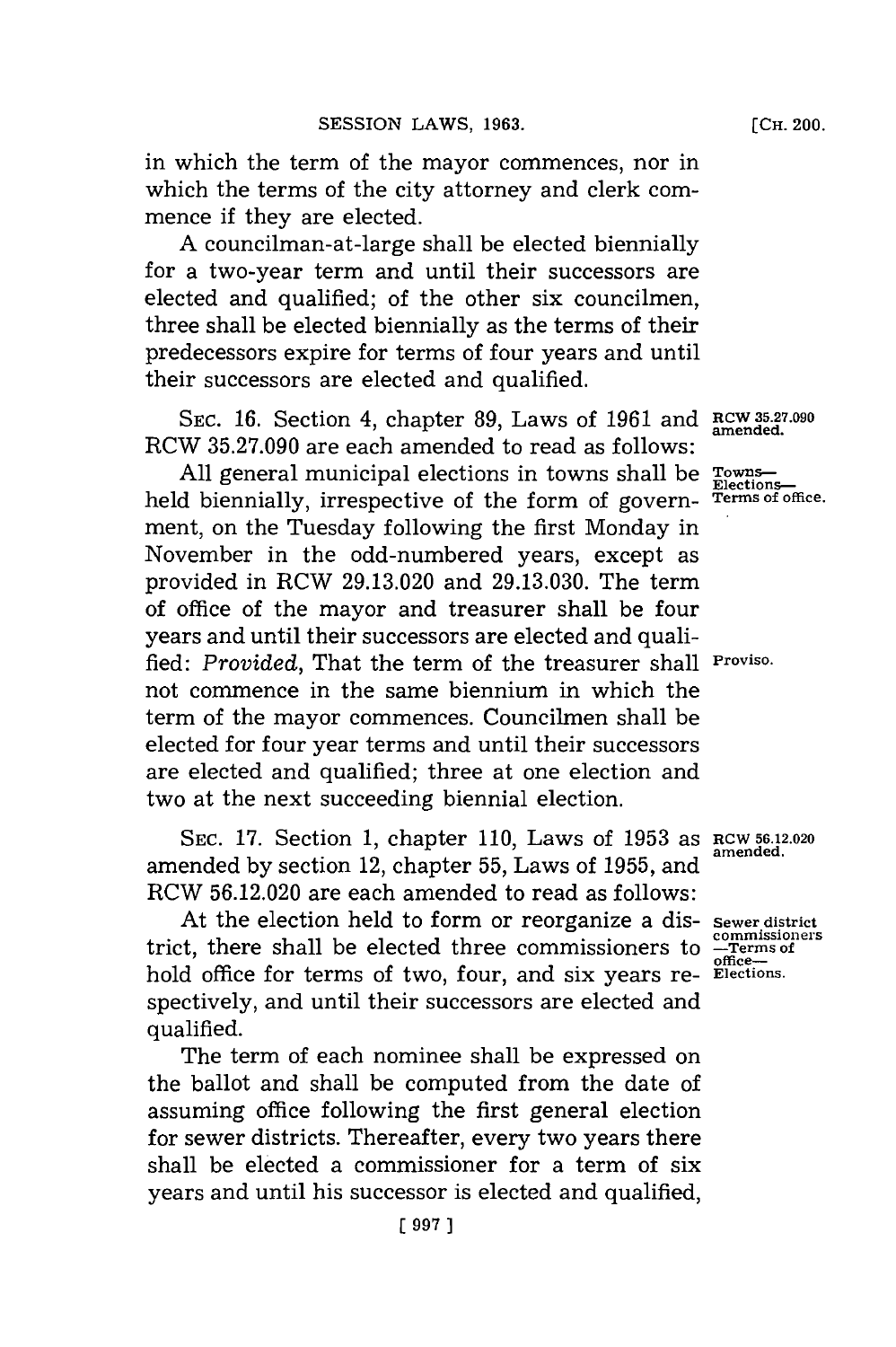in which the term of the mayor commences, nor in which the terms of the city attorney and clerk commence if they are elected.

A councilman-at-large shall be elected biennially for a two-year term and until their successors are elected and qualified; of the other six councilmen, three shall be elected biennially as the terms of their predecessors expire for terms of four years and until their successors are elected and qualified.

SEC. 16. Section 4, chapter 89, Laws of 1961 and RCW 35.27.090 are each amended to read as follows:

**RCW 35.27.090 amended.**

**Towns—Elections—Terms of office.**

All general municipal elections in towns shall be held biennially, irrespective of the form of government, on the Tuesday following the first Monday in November in the odd-numbered years, except as provided in RCW 29.13.020 and 29.13.030. The term of office of the mayor and treasurer shall be four years and until their successors are elected and qualified: *Provided*, That the term of the treasurer shall not commence in the same biennium in which the term of the mayor commences. Councilmen shall be elected for four year terms and until their successors are elected and qualified; three at one election and two at the next succeeding biennial election.

**Proviso.**

SEC. 17. Section 1, chapter 110, Laws of 1953 as amended by section 12, chapter 55, Laws of 1955, and RCW 56.12.020 are each amended to read as follows:

**RCW 56.12.020 amended.**

**Sewer district commissioners—Terms of office—Elections.**

At the election held to form or reorganize a district, there shall be elected three commissioners to hold office for terms of two, four, and six years respectively, and until their successors are elected and qualified.

The term of each nominee shall be expressed on the ballot and shall be computed from the date of assuming office following the first general election for sewer districts. Thereafter, every two years there shall be elected a commissioner for a term of six years and until his successor is elected and qualified,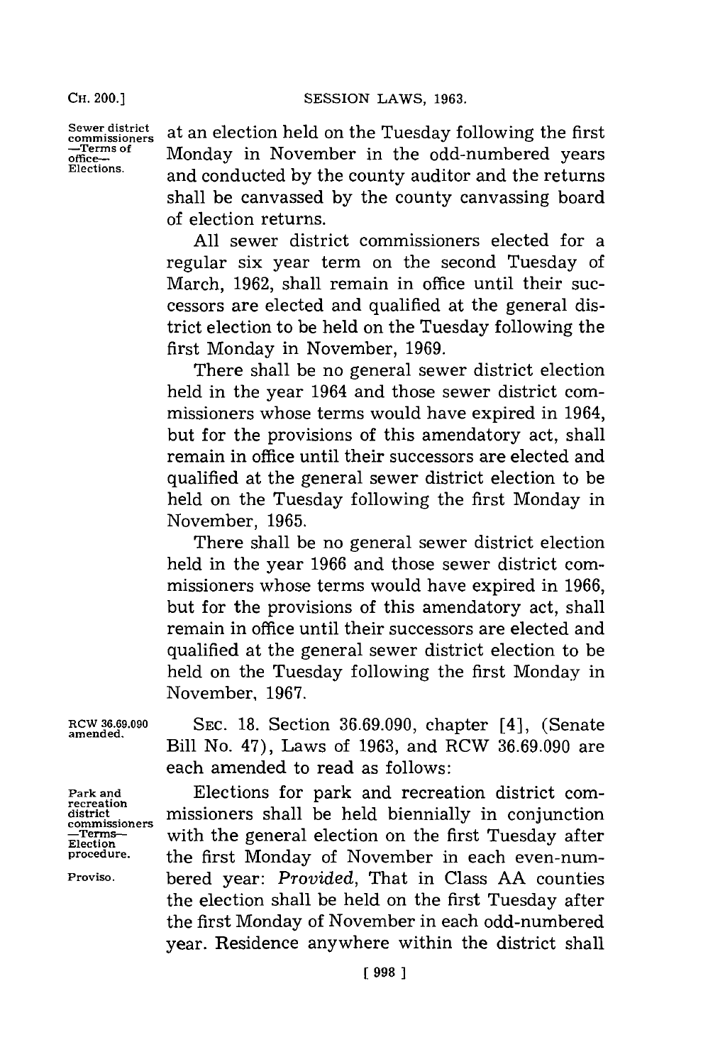Sewer district commissioners —Terms of office—Elections.

at an election held on the Tuesday following the first Monday in November in the odd-numbered years and conducted by the county auditor and the returns shall be canvassed by the county canvassing board of election returns.

All sewer district commissioners elected for a regular six year term on the second Tuesday of March, 1962, shall remain in office until their successors are elected and qualified at the general district election to be held on the Tuesday following the first Monday in November, 1969.

There shall be no general sewer district election held in the year 1964 and those sewer district commissioners whose terms would have expired in 1964, but for the provisions of this amendatory act, shall remain in office until their successors are elected and qualified at the general sewer district election to be held on the Tuesday following the first Monday in November, 1965.

There shall be no general sewer district election held in the year 1966 and those sewer district commissioners whose terms would have expired in 1966, but for the provisions of this amendatory act, shall remain in office until their successors are elected and qualified at the general sewer district election to be held on the Tuesday following the first Monday in November, 1967.

RCW 36.69.090 amended.

SEC. 18. Section 36.69.090, chapter [4], (Senate Bill No. 47), Laws of 1963, and RCW 36.69.090 are each amended to read as follows:

Park and recreation district commissioners —Terms—Election procedure.

Proviso.

Elections for park and recreation district commissioners shall be held biennially in conjunction with the general election on the first Tuesday after the first Monday of November in each even-numbered year: *Provided*, That in Class AA counties the election shall be held on the first Tuesday after the first Monday of November in each odd-numbered year. Residence anywhere within the district shall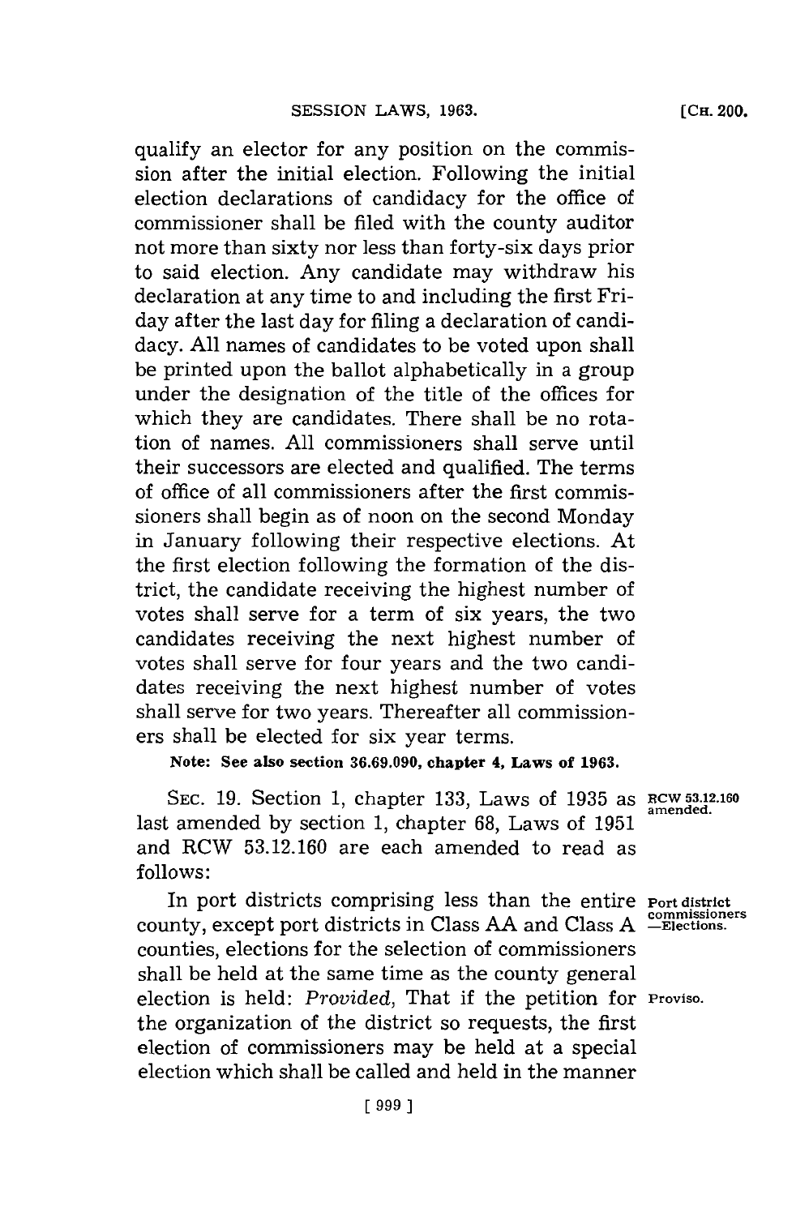qualify an elector for any position on the commission after the initial election. Following the initial election declarations of candidacy for the office of commissioner shall be filed with the county auditor not more than sixty nor less than forty-six days prior to said election. Any candidate may withdraw his declaration at any time to and including the first Friday after the last day for filing a declaration of candidacy. All names of candidates to be voted upon shall be printed upon the ballot alphabetically in a group under the designation of the title of the offices for which they are candidates. There shall be no rotation of names. All commissioners shall serve until their successors are elected and qualified. The terms of office of all commissioners after the first commissioners shall begin as of noon on the second Monday in January following their respective elections. At the first election following the formation of the district, the candidate receiving the highest number of votes shall serve for a term of six years, the two candidates receiving the next highest number of votes shall serve for four years and the two candidates receiving the next highest number of votes shall serve for two years. Thereafter all commissioners shall be elected for six year terms.

**Note: See also section 36.69.090, chapter 4, Laws of 1963.**

SEC. 19. Section 1, chapter 133, Laws of 1935 as last amended by section 1, chapter 68, Laws of 1951 and RCW 53.12.160 are each amended to read as follows:

RCW 53.12.160 amended.

In port districts comprising less than the entire county, except port districts in Class AA and Class A counties, elections for the selection of commissioners shall be held at the same time as the county general election is held: *Provided,* That if the petition for the organization of the district so requests, the first election of commissioners may be held at a special election which shall be called and held in the manner

Port district commissioners —Elections.

Proviso.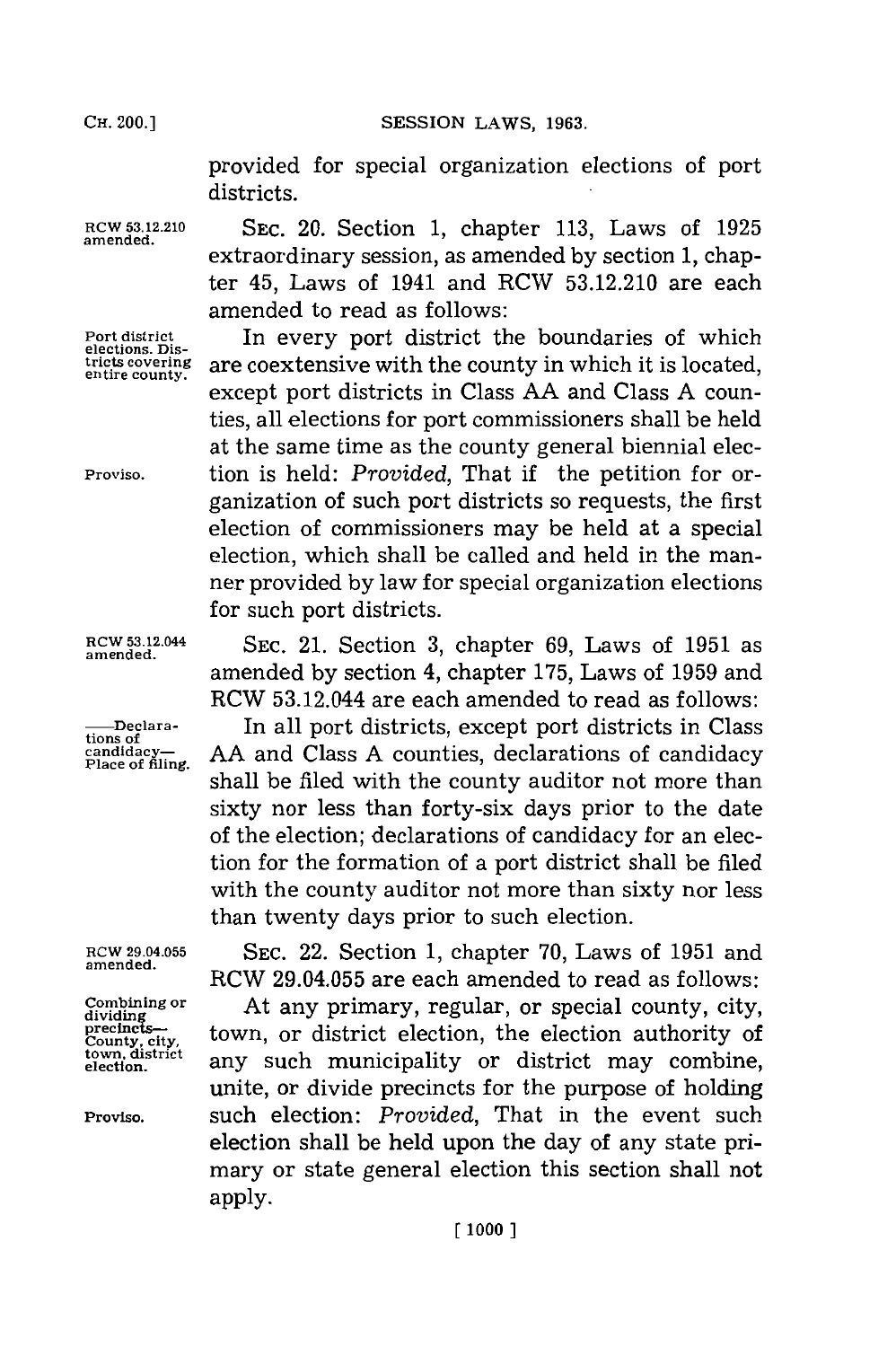provided for special organization elections of port districts.

RCW 53.12.210 amended.

SEC. 20. Section 1, chapter 113, Laws of 1925 extraordinary session, as amended by section 1, chapter 45, Laws of 1941 and RCW 53.12.210 are each amended to read as follows:

Port district elections. Districts covering entire county.

In every port district the boundaries of which are coextensive with the county in which it is located, except port districts in Class AA and Class A counties, all elections for port commissioners shall be held at the same time as the county general biennial election is held: *Provided*, That if the petition for organization of such port districts so requests, the first election of commissioners may be held at a special election, which shall be called and held in the manner provided by law for special organization elections for such port districts.

Proviso.

RCW 53.12.044 amended.

SEC. 21. Section 3, chapter 69, Laws of 1951 as amended by section 4, chapter 175, Laws of 1959 and RCW 53.12.044 are each amended to read as follows:

—Declarations of candidacy—Place of filing.

In all port districts, except port districts in Class AA and Class A counties, declarations of candidacy shall be filed with the county auditor not more than sixty nor less than forty-six days prior to the date of the election; declarations of candidacy for an election for the formation of a port district shall be filed with the county auditor not more than sixty nor less than twenty days prior to such election.

RCW 29.04.055 amended.

SEC. 22. Section 1, chapter 70, Laws of 1951 and RCW 29.04.055 are each amended to read as follows:

Combining or dividing precincts—County, city, town, district election.

At any primary, regular, or special county, city, town, or district election, the election authority of any such municipality or district may combine, unite, or divide precincts for the purpose of holding such election: *Provided*, That in the event such election shall be held upon the day of any state primary or state general election this section shall not apply.

Proviso.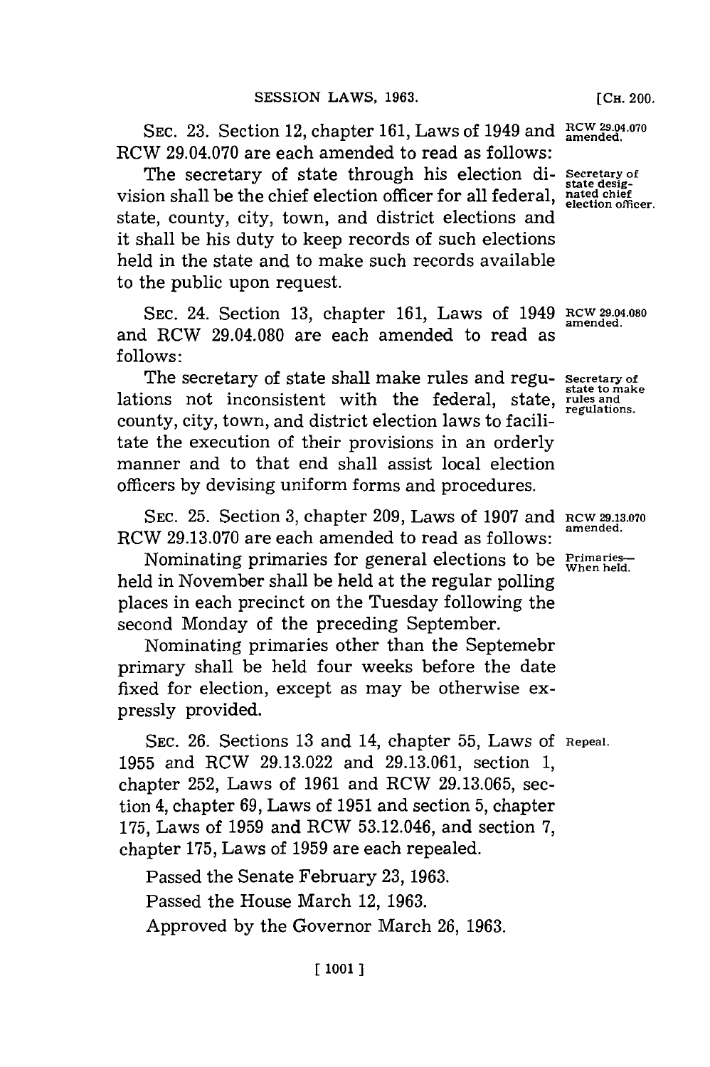SEC. 23. Section 12, chapter 161, Laws of 1949 and RCW 29.04.070 are each amended to read as follows:

*RCW 29.04.070 amended.*

The secretary of state through his election division shall be the chief election officer for all federal, state, county, city, town, and district elections and it shall be his duty to keep records of such elections held in the state and to make such records available to the public upon request.

*Secretary of state designated chief election officer.*

SEC. 24. Section 13, chapter 161, Laws of 1949 and RCW 29.04.080 are each amended to read as follows:

*RCW 29.04.080 amended.*

The secretary of state shall make rules and regulations not inconsistent with the federal, state, county, city, town, and district election laws to facilitate the execution of their provisions in an orderly manner and to that end shall assist local election officers by devising uniform forms and procedures.

*Secretary of state to make rules and regulations.*

SEC. 25. Section 3, chapter 209, Laws of 1907 and RCW 29.13.070 are each amended to read as follows:

*RCW 29.13.070 amended.*

Nominating primaries for general elections to be held in November shall be held at the regular polling places in each precinct on the Tuesday following the second Monday of the preceding September.

*Primaries—When held.*

Nominating primaries other than the Septemebr primary shall be held four weeks before the date fixed for election, except as may be otherwise expressly provided.

SEC. 26. Sections 13 and 14, chapter 55, Laws of 1955 and RCW 29.13.022 and 29.13.061, section 1, chapter 252, Laws of 1961 and RCW 29.13.065, section 4, chapter 69, Laws of 1951 and section 5, chapter 175, Laws of 1959 and RCW 53.12.046, and section 7, chapter 175, Laws of 1959 are each repealed.

*Repeal.*

Passed the Senate February 23, 1963.

Passed the House March 12, 1963.

Approved by the Governor March 26, 1963.